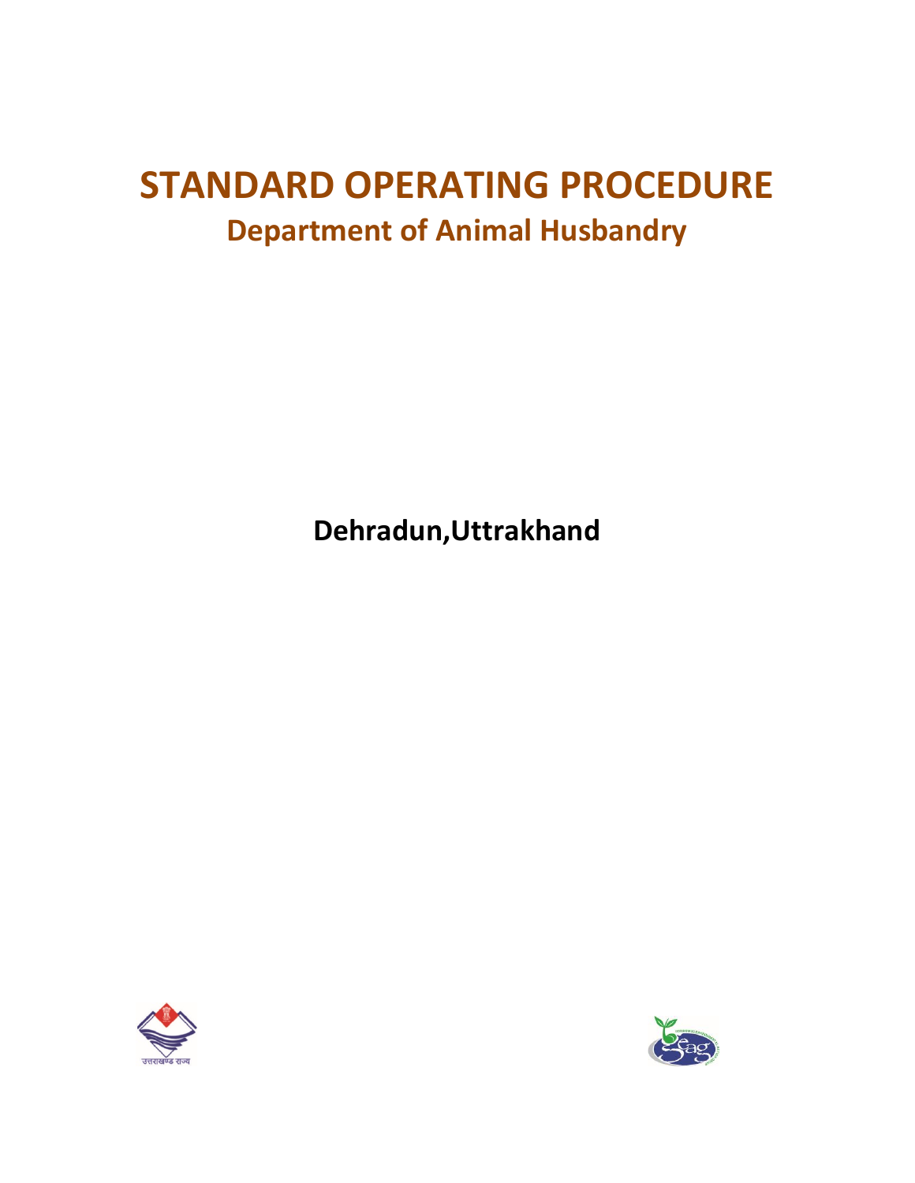# STANDARD OPERATING PROCEDURE

## Department of Animal Husbandry

**Dehradun,Uttrakhand**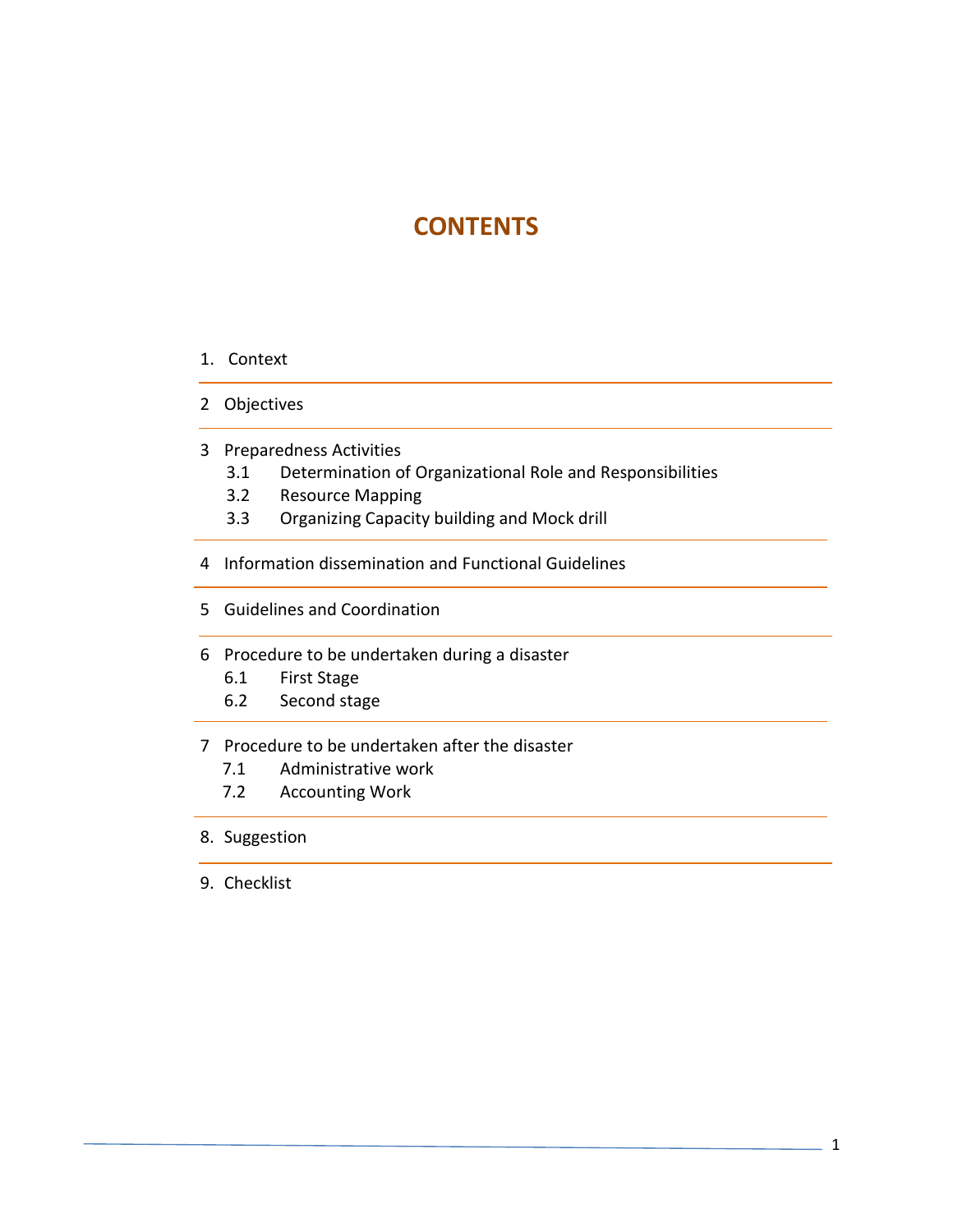# CONTENTS

1. Context
2 Objectives
3 Preparedness Activities
   - 3.1 Determination of Organizational Role and Responsibilities
   - 3.2 Resource Mapping
   - 3.3 Organizing Capacity building and Mock drill
4 Information dissemination and Functional Guidelines
5 Guidelines and Coordination
6 Procedure to be undertaken during a disaster
   - 6.1 First Stage
   - 6.2 Second stage
7 Procedure to be undertaken after the disaster
   - 7.1 Administrative work
   - 7.2 Accounting Work
8. Suggestion
9. Checklist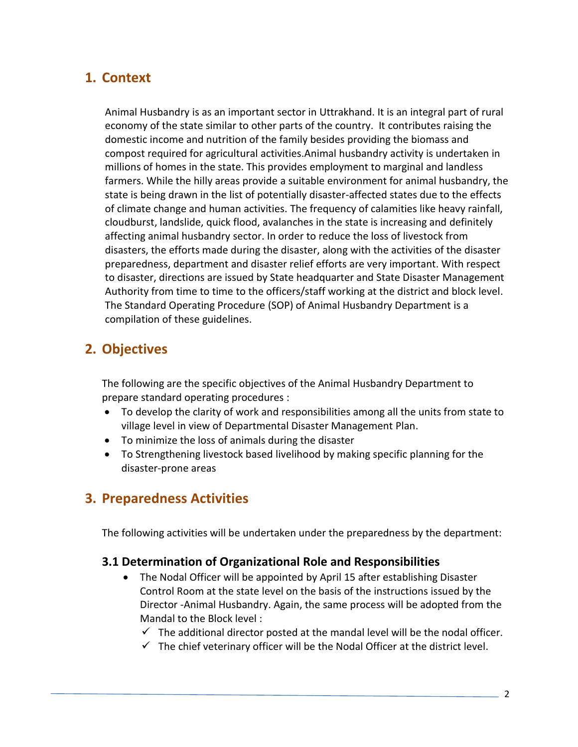## 1. Context

Animal Husbandry is as an important sector in Uttrakhand. It is an integral part of rural economy of the state similar to other parts of the country. It contributes raising the domestic income and nutrition of the family besides providing the biomass and compost required for agricultural activities.Animal husbandry activity is undertaken in millions of homes in the state. This provides employment to marginal and landless farmers. While the hilly areas provide a suitable environment for animal husbandry, the state is being drawn in the list of potentially disaster-affected states due to the effects of climate change and human activities. The frequency of calamities like heavy rainfall, cloudburst, landslide, quick flood, avalanches in the state is increasing and definitely affecting animal husbandry sector. In order to reduce the loss of livestock from disasters, the efforts made during the disaster, along with the activities of the disaster preparedness, department and disaster relief efforts are very important. With respect to disaster, directions are issued by State headquarter and State Disaster Management Authority from time to time to the officers/staff working at the district and block level. The Standard Operating Procedure (SOP) of Animal Husbandry Department is a compilation of these guidelines.

## 2. Objectives

The following are the specific objectives of the Animal Husbandry Department to prepare standard operating procedures :

- To develop the clarity of work and responsibilities among all the units from state to village level in view of Departmental Disaster Management Plan.
- To minimize the loss of animals during the disaster
- To Strengthening livestock based livelihood by making specific planning for the disaster-prone areas

## 3. Preparedness Activities

The following activities will be undertaken under the preparedness by the department:

### 3.1 Determination of Organizational Role and Responsibilities

- The Nodal Officer will be appointed by April 15 after establishing Disaster Control Room at the state level on the basis of the instructions issued by the Director -Animal Husbandry. Again, the same process will be adopted from the Mandal to the Block level :
  - ✓ The additional director posted at the mandal level will be the nodal officer.
  - ✓ The chief veterinary officer will be the Nodal Officer at the district level.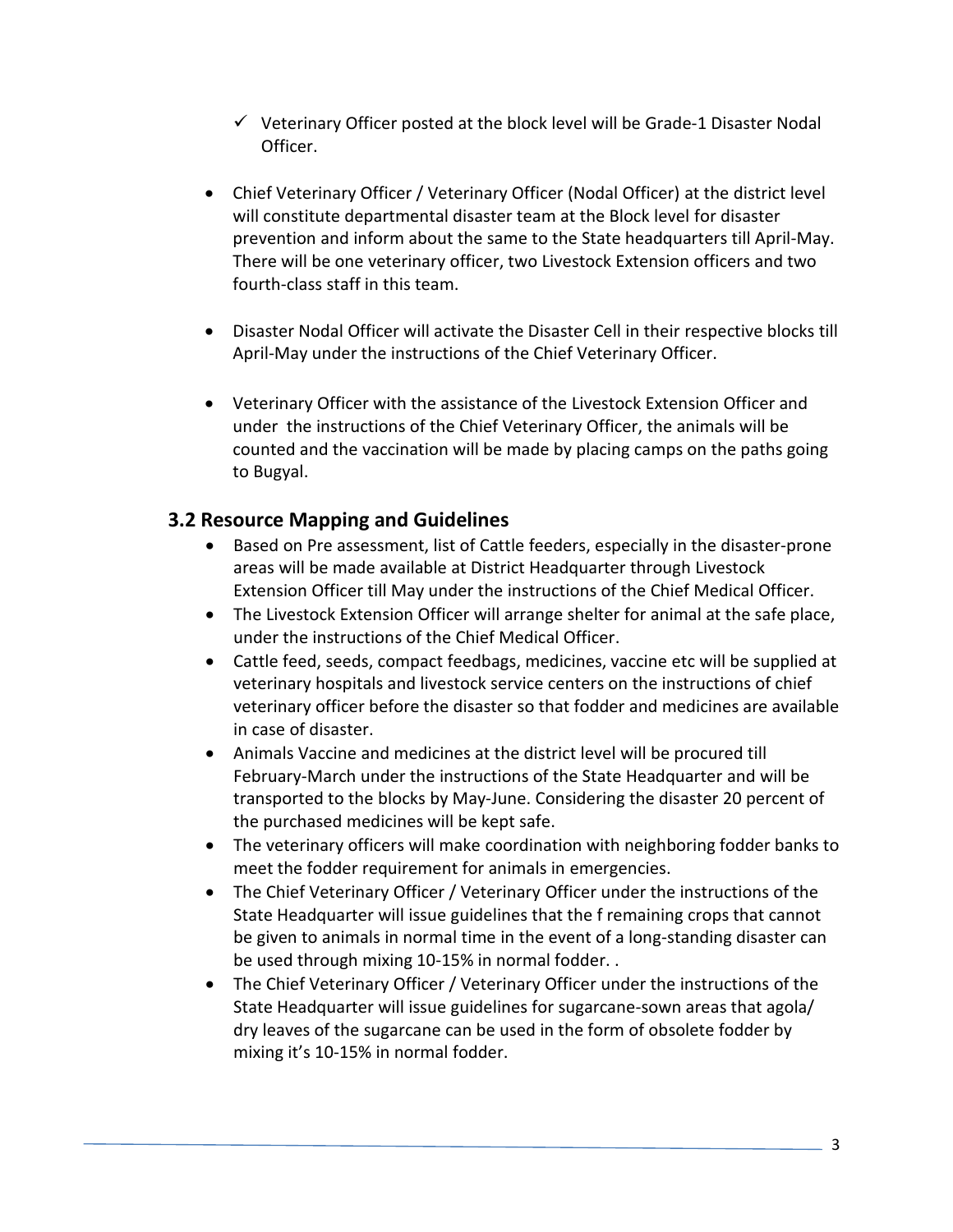- ✓ Veterinary Officer posted at the block level will be Grade-1 Disaster Nodal Officer.

- Chief Veterinary Officer / Veterinary Officer (Nodal Officer) at the district level will constitute departmental disaster team at the Block level for disaster prevention and inform about the same to the State headquarters till April-May. There will be one veterinary officer, two Livestock Extension officers and two fourth-class staff in this team.

- Disaster Nodal Officer will activate the Disaster Cell in their respective blocks till April-May under the instructions of the Chief Veterinary Officer.

- Veterinary Officer with the assistance of the Livestock Extension Officer and under the instructions of the Chief Veterinary Officer, the animals will be counted and the vaccination will be made by placing camps on the paths going to Bugyal.

## 3.2 Resource Mapping and Guidelines

- Based on Pre assessment, list of Cattle feeders, especially in the disaster-prone areas will be made available at District Headquarter through Livestock Extension Officer till May under the instructions of the Chief Medical Officer.
- The Livestock Extension Officer will arrange shelter for animal at the safe place, under the instructions of the Chief Medical Officer.
- Cattle feed, seeds, compact feedbags, medicines, vaccine etc will be supplied at veterinary hospitals and livestock service centers on the instructions of chief veterinary officer before the disaster so that fodder and medicines are available in case of disaster.
- Animals Vaccine and medicines at the district level will be procured till February-March under the instructions of the State Headquarter and will be transported to the blocks by May-June. Considering the disaster 20 percent of the purchased medicines will be kept safe.
- The veterinary officers will make coordination with neighboring fodder banks to meet the fodder requirement for animals in emergencies.
- The Chief Veterinary Officer / Veterinary Officer under the instructions of the State Headquarter will issue guidelines that the f remaining crops that cannot be given to animals in normal time in the event of a long-standing disaster can be used through mixing 10-15% in normal fodder. .
- The Chief Veterinary Officer / Veterinary Officer under the instructions of the State Headquarter will issue guidelines for sugarcane-sown areas that agola/ dry leaves of the sugarcane can be used in the form of obsolete fodder by mixing it's 10-15% in normal fodder.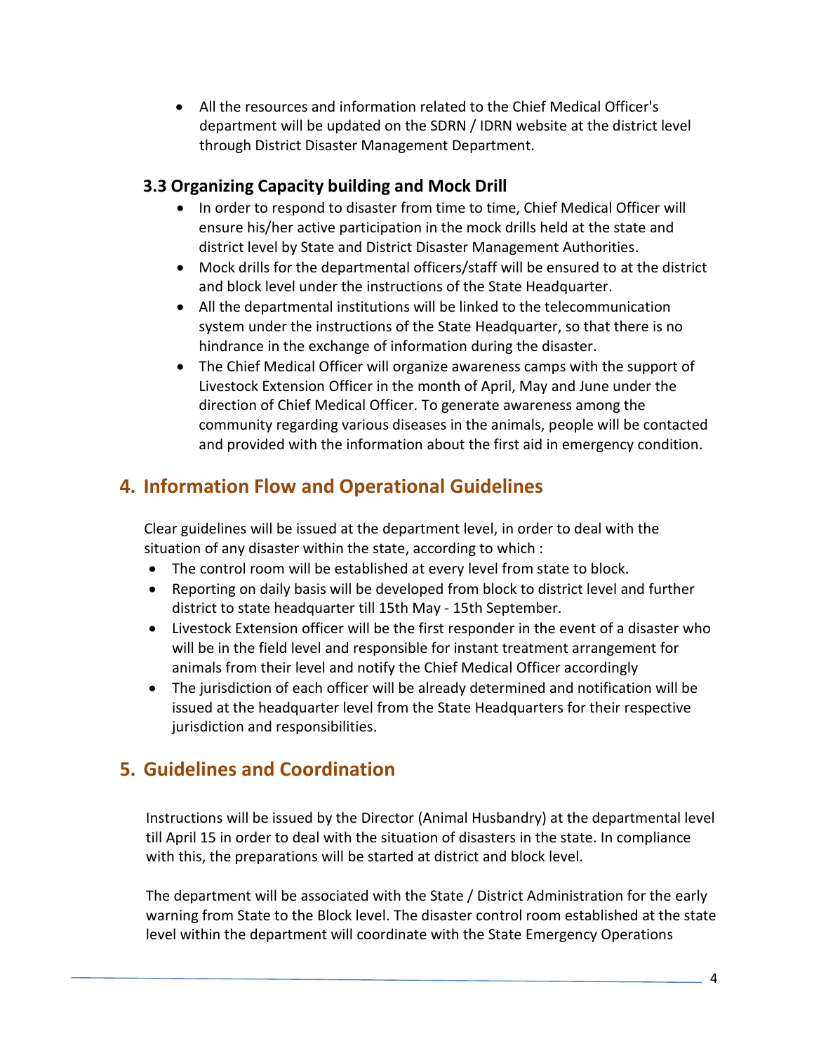- All the resources and information related to the Chief Medical Officer's department will be updated on the SDRN / IDRN website at the district level through District Disaster Management Department.

### 3.3 Organizing Capacity building and Mock Drill

- In order to respond to disaster from time to time, Chief Medical Officer will ensure his/her active participation in the mock drills held at the state and district level by State and District Disaster Management Authorities.
- Mock drills for the departmental officers/staff will be ensured to at the district and block level under the instructions of the State Headquarter.
- All the departmental institutions will be linked to the telecommunication system under the instructions of the State Headquarter, so that there is no hindrance in the exchange of information during the disaster.
- The Chief Medical Officer will organize awareness camps with the support of Livestock Extension Officer in the month of April, May and June under the direction of Chief Medical Officer. To generate awareness among the community regarding various diseases in the animals, people will be contacted and provided with the information about the first aid in emergency condition.

## 4. Information Flow and Operational Guidelines

Clear guidelines will be issued at the department level, in order to deal with the situation of any disaster within the state, according to which :

- The control room will be established at every level from state to block.
- Reporting on daily basis will be developed from block to district level and further district to state headquarter till 15th May - 15th September.
- Livestock Extension officer will be the first responder in the event of a disaster who will be in the field level and responsible for instant treatment arrangement for animals from their level and notify the Chief Medical Officer accordingly
- The jurisdiction of each officer will be already determined and notification will be issued at the headquarter level from the State Headquarters for their respective jurisdiction and responsibilities.

## 5. Guidelines and Coordination

Instructions will be issued by the Director (Animal Husbandry) at the departmental level till April 15 in order to deal with the situation of disasters in the state. In compliance with this, the preparations will be started at district and block level.

The department will be associated with the State / District Administration for the early warning from State to the Block level. The disaster control room established at the state level within the department will coordinate with the State Emergency Operations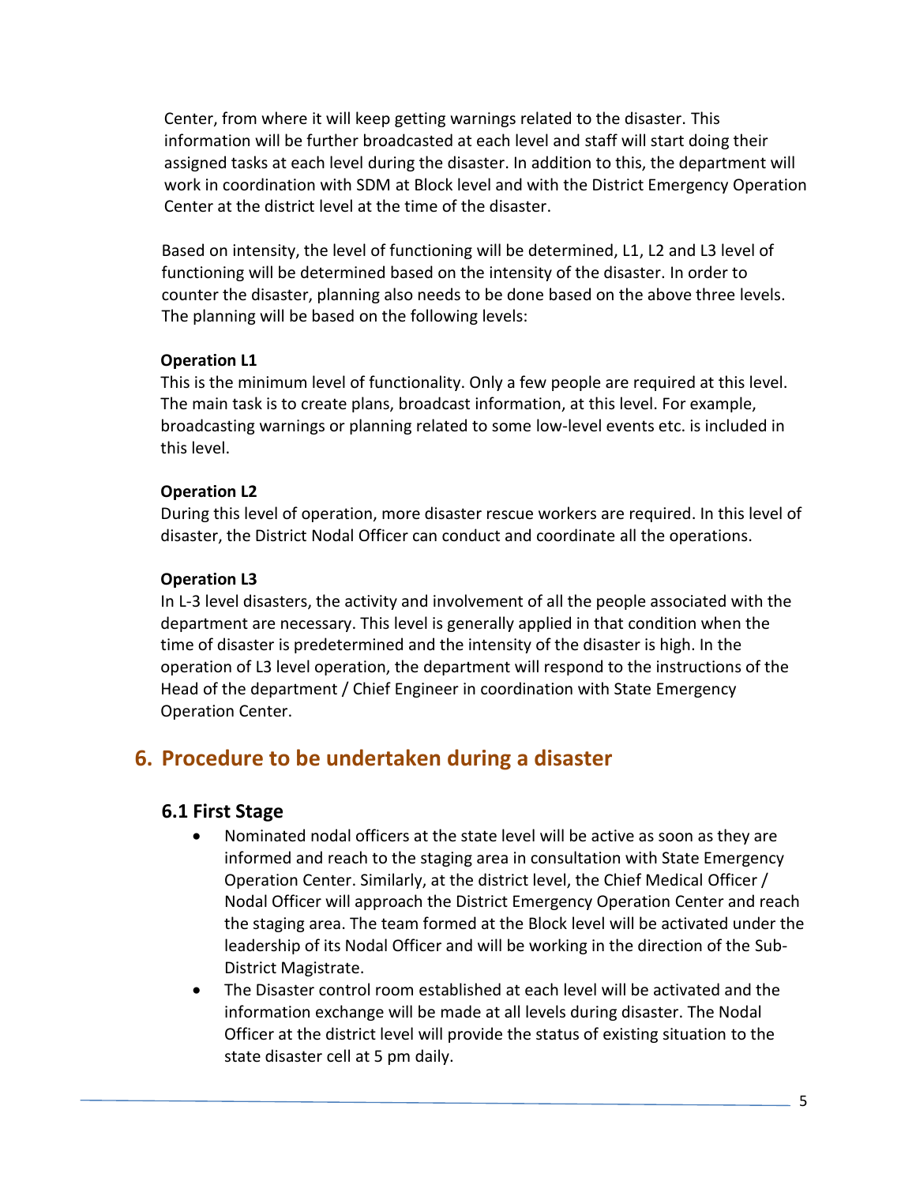Center, from where it will keep getting warnings related to the disaster. This information will be further broadcasted at each level and staff will start doing their assigned tasks at each level during the disaster. In addition to this, the department will work in coordination with SDM at Block level and with the District Emergency Operation Center at the district level at the time of the disaster.

Based on intensity, the level of functioning will be determined, L1, L2 and L3 level of functioning will be determined based on the intensity of the disaster. In order to counter the disaster, planning also needs to be done based on the above three levels. The planning will be based on the following levels:

**Operation L1**

This is the minimum level of functionality. Only a few people are required at this level. The main task is to create plans, broadcast information, at this level. For example, broadcasting warnings or planning related to some low-level events etc. is included in this level.

**Operation L2**

During this level of operation, more disaster rescue workers are required. In this level of disaster, the District Nodal Officer can conduct and coordinate all the operations.

**Operation L3**

In L-3 level disasters, the activity and involvement of all the people associated with the department are necessary. This level is generally applied in that condition when the time of disaster is predetermined and the intensity of the disaster is high. In the operation of L3 level operation, the department will respond to the instructions of the Head of the department / Chief Engineer in coordination with State Emergency Operation Center.

## 6. Procedure to be undertaken during a disaster

### 6.1 First Stage

- Nominated nodal officers at the state level will be active as soon as they are informed and reach to the staging area in consultation with State Emergency Operation Center. Similarly, at the district level, the Chief Medical Officer / Nodal Officer will approach the District Emergency Operation Center and reach the staging area. The team formed at the Block level will be activated under the leadership of its Nodal Officer and will be working in the direction of the Sub-District Magistrate.
- The Disaster control room established at each level will be activated and the information exchange will be made at all levels during disaster. The Nodal Officer at the district level will provide the status of existing situation to the state disaster cell at 5 pm daily.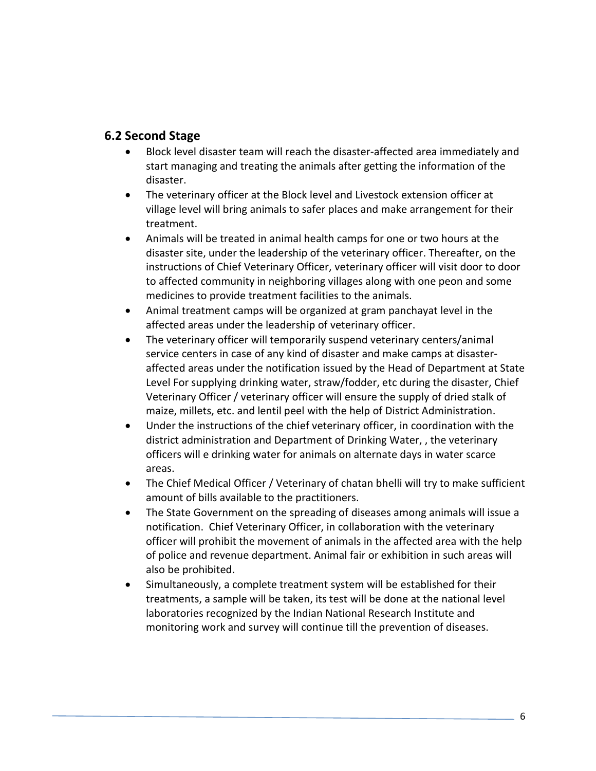## 6.2 Second Stage

- Block level disaster team will reach the disaster-affected area immediately and start managing and treating the animals after getting the information of the disaster.
- The veterinary officer at the Block level and Livestock extension officer at village level will bring animals to safer places and make arrangement for their treatment.
- Animals will be treated in animal health camps for one or two hours at the disaster site, under the leadership of the veterinary officer. Thereafter, on the instructions of Chief Veterinary Officer, veterinary officer will visit door to door to affected community in neighboring villages along with one peon and some medicines to provide treatment facilities to the animals.
- Animal treatment camps will be organized at gram panchayat level in the affected areas under the leadership of veterinary officer.
- The veterinary officer will temporarily suspend veterinary centers/animal service centers in case of any kind of disaster and make camps at disaster-affected areas under the notification issued by the Head of Department at State Level For supplying drinking water, straw/fodder, etc during the disaster, Chief Veterinary Officer / veterinary officer will ensure the supply of dried stalk of maize, millets, etc. and lentil peel with the help of District Administration.
- Under the instructions of the chief veterinary officer, in coordination with the district administration and Department of Drinking Water, , the veterinary officers will e drinking water for animals on alternate days in water scarce areas.
- The Chief Medical Officer / Veterinary of chatan bhelli will try to make sufficient amount of bills available to the practitioners.
- The State Government on the spreading of diseases among animals will issue a notification. Chief Veterinary Officer, in collaboration with the veterinary officer will prohibit the movement of animals in the affected area with the help of police and revenue department. Animal fair or exhibition in such areas will also be prohibited.
- Simultaneously, a complete treatment system will be established for their treatments, a sample will be taken, its test will be done at the national level laboratories recognized by the Indian National Research Institute and monitoring work and survey will continue till the prevention of diseases.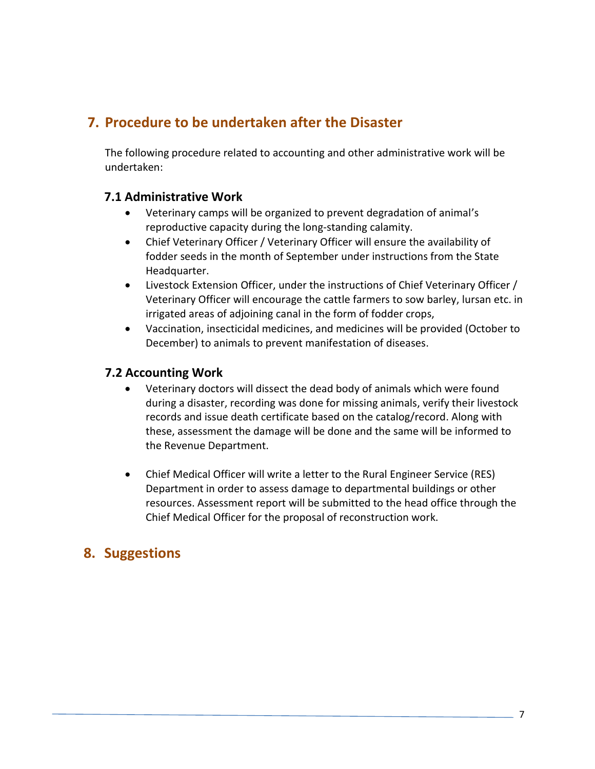## 7. Procedure to be undertaken after the Disaster

The following procedure related to accounting and other administrative work will be undertaken:

### 7.1 Administrative Work

- Veterinary camps will be organized to prevent degradation of animal's reproductive capacity during the long-standing calamity.
- Chief Veterinary Officer / Veterinary Officer will ensure the availability of fodder seeds in the month of September under instructions from the State Headquarter.
- Livestock Extension Officer, under the instructions of Chief Veterinary Officer / Veterinary Officer will encourage the cattle farmers to sow barley, lursan etc. in irrigated areas of adjoining canal in the form of fodder crops,
- Vaccination, insecticidal medicines, and medicines will be provided (October to December) to animals to prevent manifestation of diseases.

### 7.2 Accounting Work

- Veterinary doctors will dissect the dead body of animals which were found during a disaster, recording was done for missing animals, verify their livestock records and issue death certificate based on the catalog/record. Along with these, assessment the damage will be done and the same will be informed to the Revenue Department.

- Chief Medical Officer will write a letter to the Rural Engineer Service (RES) Department in order to assess damage to departmental buildings or other resources. Assessment report will be submitted to the head office through the Chief Medical Officer for the proposal of reconstruction work.

## 8. Suggestions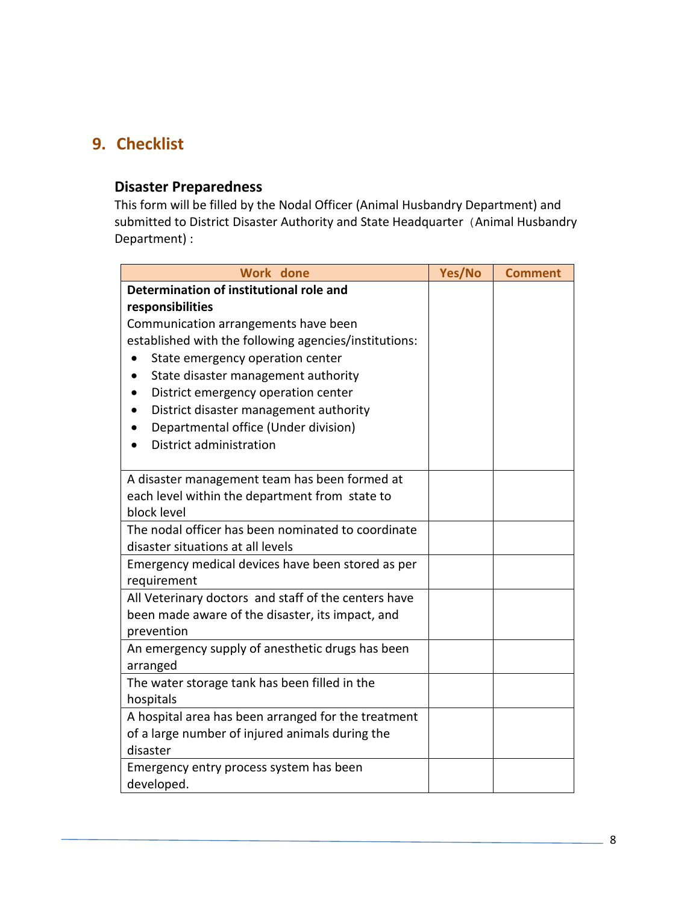## 9. Checklist

### Disaster Preparedness

This form will be filled by the Nodal Officer (Animal Husbandry Department) and submitted to District Disaster Authority and State Headquarter（Animal Husbandry Department) :

| Work done | Yes/No | Comment |
| --- | --- | --- |
| **Determination of institutional role and responsibilities**<br>Communication arrangements have been established with the following agencies/institutions:<br>• State emergency operation center<br>• State disaster management authority<br>• District emergency operation center<br>• District disaster management authority<br>• Departmental office (Under division)<br>• District administration | | |
| A disaster management team has been formed at each level within the department from state to block level | | |
| The nodal officer has been nominated to coordinate disaster situations at all levels | | |
| Emergency medical devices have been stored as per requirement | | |
| All Veterinary doctors and staff of the centers have been made aware of the disaster, its impact, and prevention | | |
| An emergency supply of anesthetic drugs has been arranged | | |
| The water storage tank has been filled in the hospitals | | |
| A hospital area has been arranged for the treatment of a large number of injured animals during the disaster | | |
| Emergency entry process system has been developed. | | |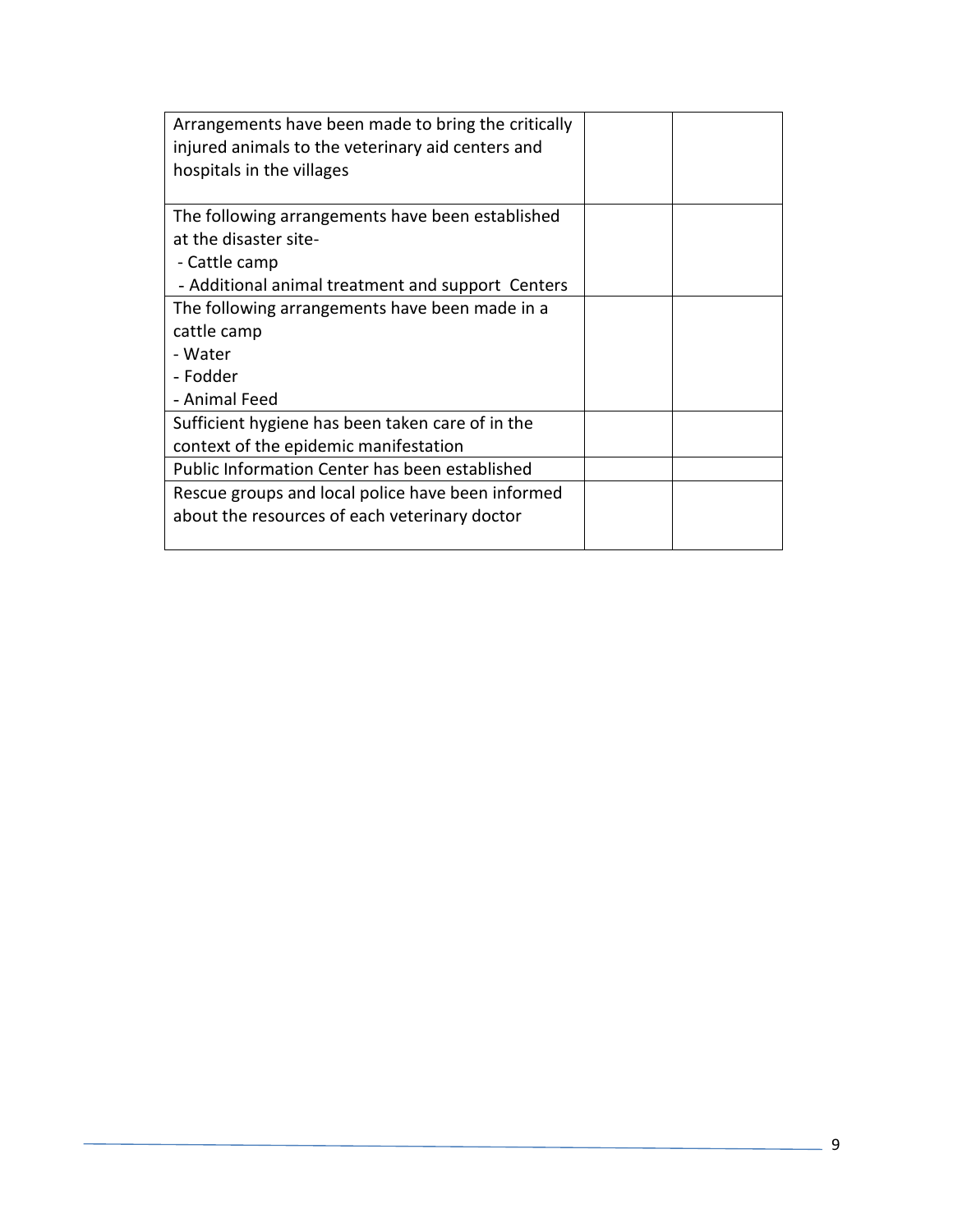| | | |
|---|---|---|
| Arrangements have been made to bring the critically injured animals to the veterinary aid centers and hospitals in the villages | | |
| The following arrangements have been established at the disaster site-<br>- Cattle camp<br>- Additional animal treatment and support Centers | | |
| The following arrangements have been made in a cattle camp<br>- Water<br>- Fodder<br>- Animal Feed | | |
| Sufficient hygiene has been taken care of in the context of the epidemic manifestation | | |
| Public Information Center has been established | | |
| Rescue groups and local police have been informed about the resources of each veterinary doctor | | |